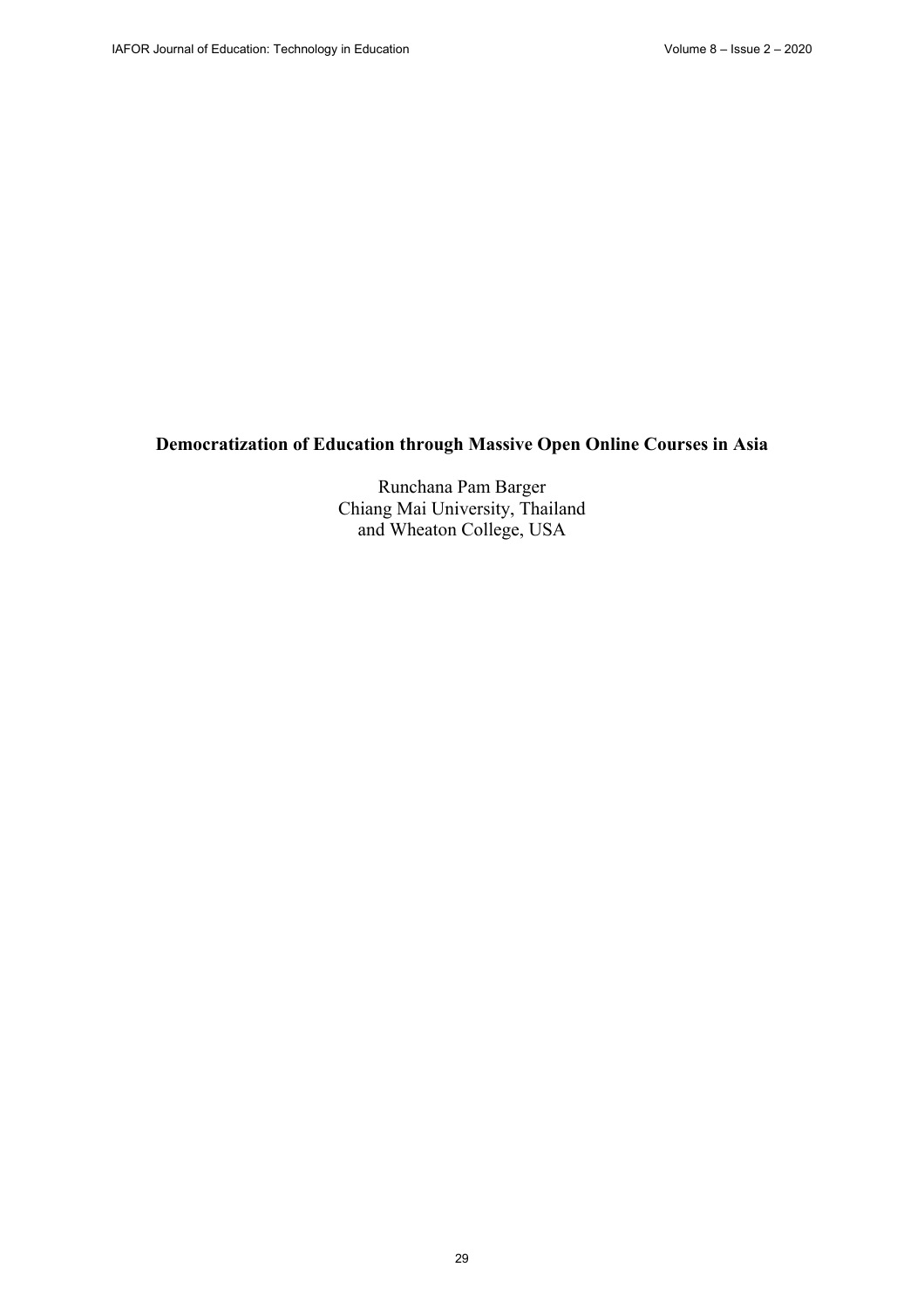# Democratization of Education through Massive Open Online Courses in Asia

Runchana Pam Barger
Chiang Mai University, Thailand
and Wheaton College, USA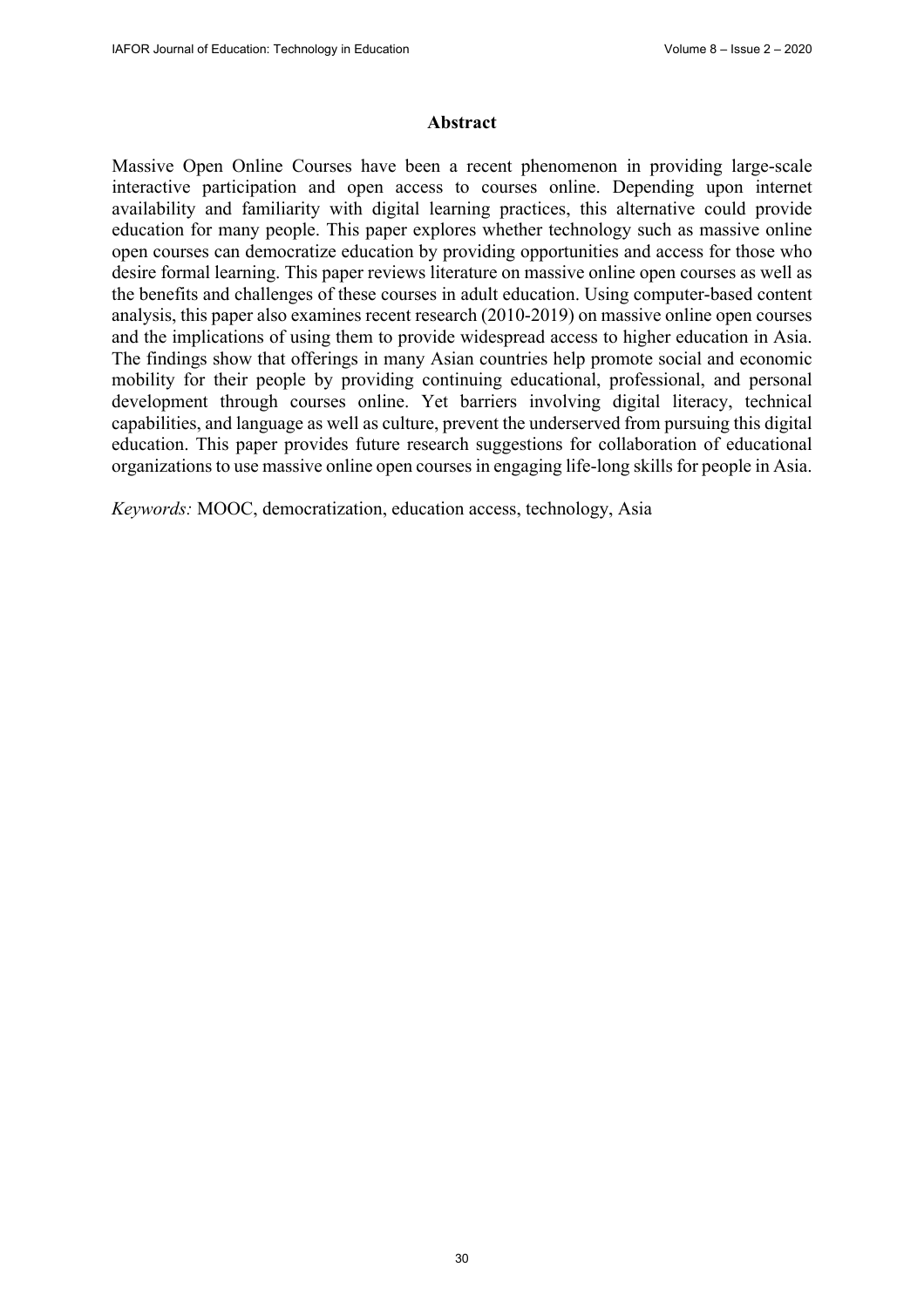## Abstract

Massive Open Online Courses have been a recent phenomenon in providing large-scale interactive participation and open access to courses online. Depending upon internet availability and familiarity with digital learning practices, this alternative could provide education for many people. This paper explores whether technology such as massive online open courses can democratize education by providing opportunities and access for those who desire formal learning. This paper reviews literature on massive online open courses as well as the benefits and challenges of these courses in adult education. Using computer-based content analysis, this paper also examines recent research (2010-2019) on massive online open courses and the implications of using them to provide widespread access to higher education in Asia. The findings show that offerings in many Asian countries help promote social and economic mobility for their people by providing continuing educational, professional, and personal development through courses online. Yet barriers involving digital literacy, technical capabilities, and language as well as culture, prevent the underserved from pursuing this digital education. This paper provides future research suggestions for collaboration of educational organizations to use massive online open courses in engaging life-long skills for people in Asia.

*Keywords:* MOOC, democratization, education access, technology, Asia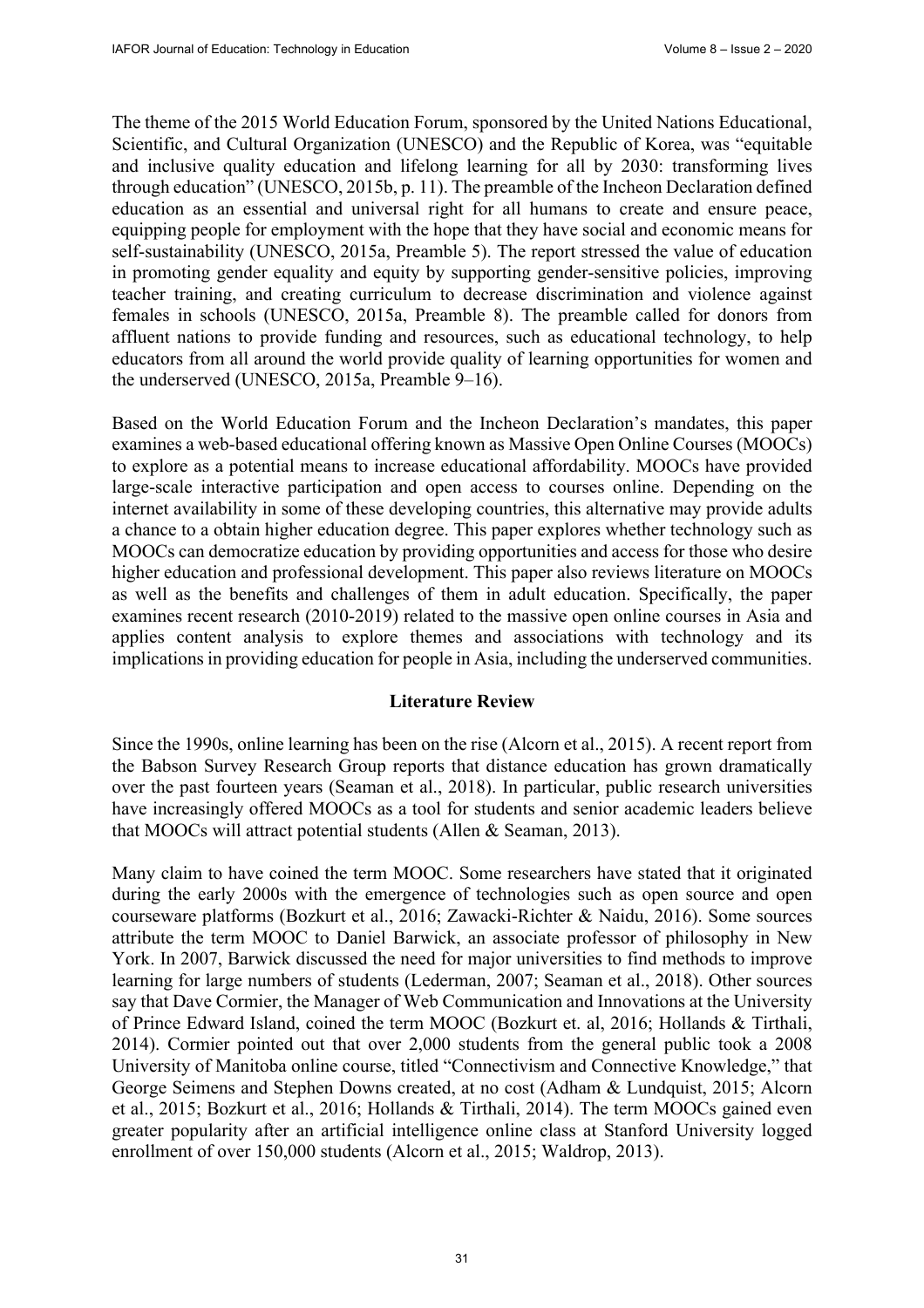The theme of the 2015 World Education Forum, sponsored by the United Nations Educational, Scientific, and Cultural Organization (UNESCO) and the Republic of Korea, was "equitable and inclusive quality education and lifelong learning for all by 2030: transforming lives through education" (UNESCO, 2015b, p. 11). The preamble of the Incheon Declaration defined education as an essential and universal right for all humans to create and ensure peace, equipping people for employment with the hope that they have social and economic means for self-sustainability (UNESCO, 2015a, Preamble 5). The report stressed the value of education in promoting gender equality and equity by supporting gender-sensitive policies, improving teacher training, and creating curriculum to decrease discrimination and violence against females in schools (UNESCO, 2015a, Preamble 8). The preamble called for donors from affluent nations to provide funding and resources, such as educational technology, to help educators from all around the world provide quality of learning opportunities for women and the underserved (UNESCO, 2015a, Preamble 9–16).

Based on the World Education Forum and the Incheon Declaration's mandates, this paper examines a web-based educational offering known as Massive Open Online Courses (MOOCs) to explore as a potential means to increase educational affordability. MOOCs have provided large-scale interactive participation and open access to courses online. Depending on the internet availability in some of these developing countries, this alternative may provide adults a chance to a obtain higher education degree. This paper explores whether technology such as MOOCs can democratize education by providing opportunities and access for those who desire higher education and professional development. This paper also reviews literature on MOOCs as well as the benefits and challenges of them in adult education. Specifically, the paper examines recent research (2010-2019) related to the massive open online courses in Asia and applies content analysis to explore themes and associations with technology and its implications in providing education for people in Asia, including the underserved communities.

## Literature Review

Since the 1990s, online learning has been on the rise (Alcorn et al., 2015). A recent report from the Babson Survey Research Group reports that distance education has grown dramatically over the past fourteen years (Seaman et al., 2018). In particular, public research universities have increasingly offered MOOCs as a tool for students and senior academic leaders believe that MOOCs will attract potential students (Allen & Seaman, 2013).

Many claim to have coined the term MOOC. Some researchers have stated that it originated during the early 2000s with the emergence of technologies such as open source and open courseware platforms (Bozkurt et al., 2016; Zawacki-Richter & Naidu, 2016). Some sources attribute the term MOOC to Daniel Barwick, an associate professor of philosophy in New York. In 2007, Barwick discussed the need for major universities to find methods to improve learning for large numbers of students (Lederman, 2007; Seaman et al., 2018). Other sources say that Dave Cormier, the Manager of Web Communication and Innovations at the University of Prince Edward Island, coined the term MOOC (Bozkurt et. al, 2016; Hollands & Tirthali, 2014). Cormier pointed out that over 2,000 students from the general public took a 2008 University of Manitoba online course, titled "Connectivism and Connective Knowledge," that George Seimens and Stephen Downs created, at no cost (Adham & Lundquist, 2015; Alcorn et al., 2015; Bozkurt et al., 2016; Hollands & Tirthali, 2014). The term MOOCs gained even greater popularity after an artificial intelligence online class at Stanford University logged enrollment of over 150,000 students (Alcorn et al., 2015; Waldrop, 2013).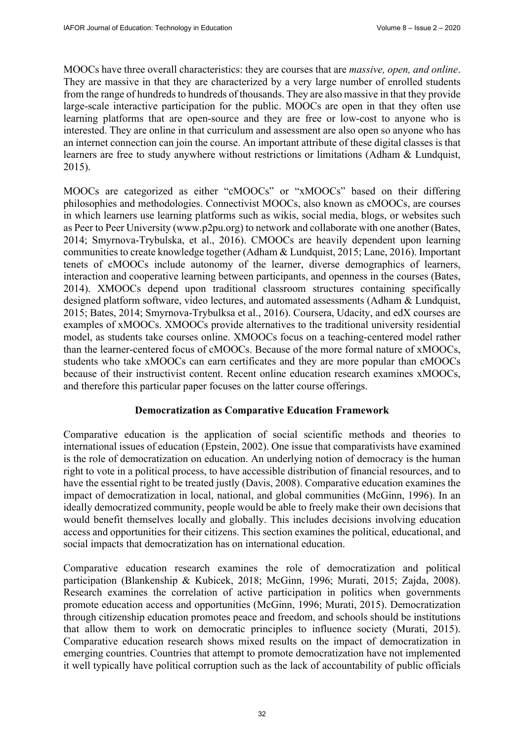MOOCs have three overall characteristics: they are courses that are *massive, open, and online*. They are massive in that they are characterized by a very large number of enrolled students from the range of hundreds to hundreds of thousands. They are also massive in that they provide large-scale interactive participation for the public. MOOCs are open in that they often use learning platforms that are open-source and they are free or low-cost to anyone who is interested. They are online in that curriculum and assessment are also open so anyone who has an internet connection can join the course. An important attribute of these digital classes is that learners are free to study anywhere without restrictions or limitations (Adham & Lundquist, 2015).

MOOCs are categorized as either "cMOOCs" or "xMOOCs" based on their differing philosophies and methodologies. Connectivist MOOCs, also known as cMOOCs, are courses in which learners use learning platforms such as wikis, social media, blogs, or websites such as Peer to Peer University (www.p2pu.org) to network and collaborate with one another (Bates, 2014; Smyrnova-Trybulska, et al., 2016). CMOOCs are heavily dependent upon learning communities to create knowledge together (Adham & Lundquist, 2015; Lane, 2016). Important tenets of cMOOCs include autonomy of the learner, diverse demographics of learners, interaction and cooperative learning between participants, and openness in the courses (Bates, 2014). XMOOCs depend upon traditional classroom structures containing specifically designed platform software, video lectures, and automated assessments (Adham & Lundquist, 2015; Bates, 2014; Smyrnova-Trybulksa et al., 2016). Coursera, Udacity, and edX courses are examples of xMOOCs. XMOOCs provide alternatives to the traditional university residential model, as students take courses online. XMOOCs focus on a teaching-centered model rather than the learner-centered focus of cMOOCs. Because of the more formal nature of xMOOCs, students who take xMOOCs can earn certificates and they are more popular than cMOOCs because of their instructivist content. Recent online education research examines xMOOCs, and therefore this particular paper focuses on the latter course offerings.

## Democratization as Comparative Education Framework

Comparative education is the application of social scientific methods and theories to international issues of education (Epstein, 2002). One issue that comparativists have examined is the role of democratization on education. An underlying notion of democracy is the human right to vote in a political process, to have accessible distribution of financial resources, and to have the essential right to be treated justly (Davis, 2008). Comparative education examines the impact of democratization in local, national, and global communities (McGinn, 1996). In an ideally democratized community, people would be able to freely make their own decisions that would benefit themselves locally and globally. This includes decisions involving education access and opportunities for their citizens. This section examines the political, educational, and social impacts that democratization has on international education.

Comparative education research examines the role of democratization and political participation (Blankenship & Kubicek, 2018; McGinn, 1996; Murati, 2015; Zajda, 2008). Research examines the correlation of active participation in politics when governments promote education access and opportunities (McGinn, 1996; Murati, 2015). Democratization through citizenship education promotes peace and freedom, and schools should be institutions that allow them to work on democratic principles to influence society (Murati, 2015). Comparative education research shows mixed results on the impact of democratization in emerging countries. Countries that attempt to promote democratization have not implemented it well typically have political corruption such as the lack of accountability of public officials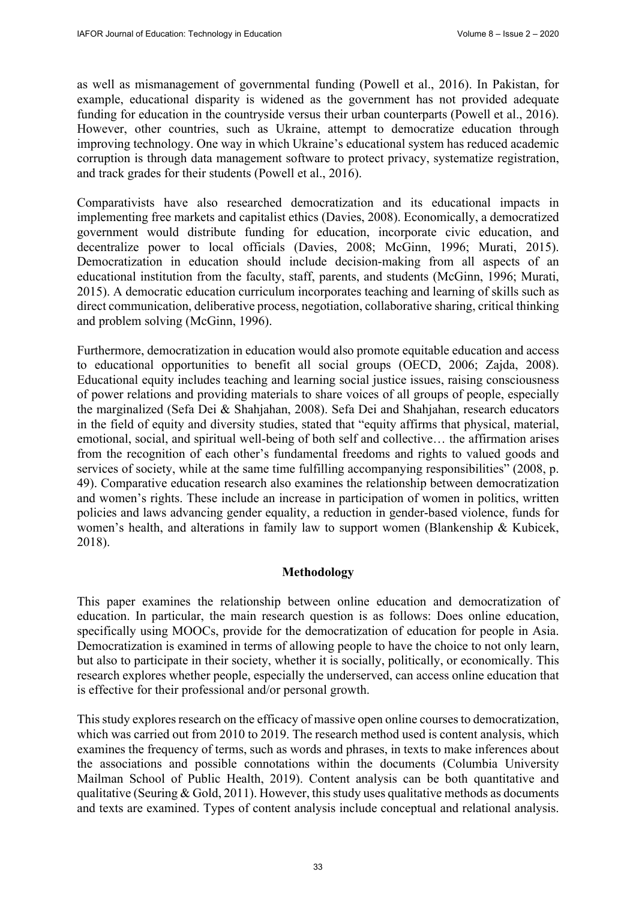as well as mismanagement of governmental funding (Powell et al., 2016). In Pakistan, for example, educational disparity is widened as the government has not provided adequate funding for education in the countryside versus their urban counterparts (Powell et al., 2016). However, other countries, such as Ukraine, attempt to democratize education through improving technology. One way in which Ukraine's educational system has reduced academic corruption is through data management software to protect privacy, systematize registration, and track grades for their students (Powell et al., 2016).

Comparativists have also researched democratization and its educational impacts in implementing free markets and capitalist ethics (Davies, 2008). Economically, a democratized government would distribute funding for education, incorporate civic education, and decentralize power to local officials (Davies, 2008; McGinn, 1996; Murati, 2015). Democratization in education should include decision-making from all aspects of an educational institution from the faculty, staff, parents, and students (McGinn, 1996; Murati, 2015). A democratic education curriculum incorporates teaching and learning of skills such as direct communication, deliberative process, negotiation, collaborative sharing, critical thinking and problem solving (McGinn, 1996).

Furthermore, democratization in education would also promote equitable education and access to educational opportunities to benefit all social groups (OECD, 2006; Zajda, 2008). Educational equity includes teaching and learning social justice issues, raising consciousness of power relations and providing materials to share voices of all groups of people, especially the marginalized (Sefa Dei & Shahjahan, 2008). Sefa Dei and Shahjahan, research educators in the field of equity and diversity studies, stated that "equity affirms that physical, material, emotional, social, and spiritual well-being of both self and collective… the affirmation arises from the recognition of each other's fundamental freedoms and rights to valued goods and services of society, while at the same time fulfilling accompanying responsibilities" (2008, p. 49). Comparative education research also examines the relationship between democratization and women's rights. These include an increase in participation of women in politics, written policies and laws advancing gender equality, a reduction in gender-based violence, funds for women's health, and alterations in family law to support women (Blankenship & Kubicek, 2018).

## Methodology

This paper examines the relationship between online education and democratization of education. In particular, the main research question is as follows: Does online education, specifically using MOOCs, provide for the democratization of education for people in Asia. Democratization is examined in terms of allowing people to have the choice to not only learn, but also to participate in their society, whether it is socially, politically, or economically. This research explores whether people, especially the underserved, can access online education that is effective for their professional and/or personal growth.

This study explores research on the efficacy of massive open online courses to democratization, which was carried out from 2010 to 2019. The research method used is content analysis, which examines the frequency of terms, such as words and phrases, in texts to make inferences about the associations and possible connotations within the documents (Columbia University Mailman School of Public Health, 2019). Content analysis can be both quantitative and qualitative (Seuring & Gold, 2011). However, this study uses qualitative methods as documents and texts are examined. Types of content analysis include conceptual and relational analysis.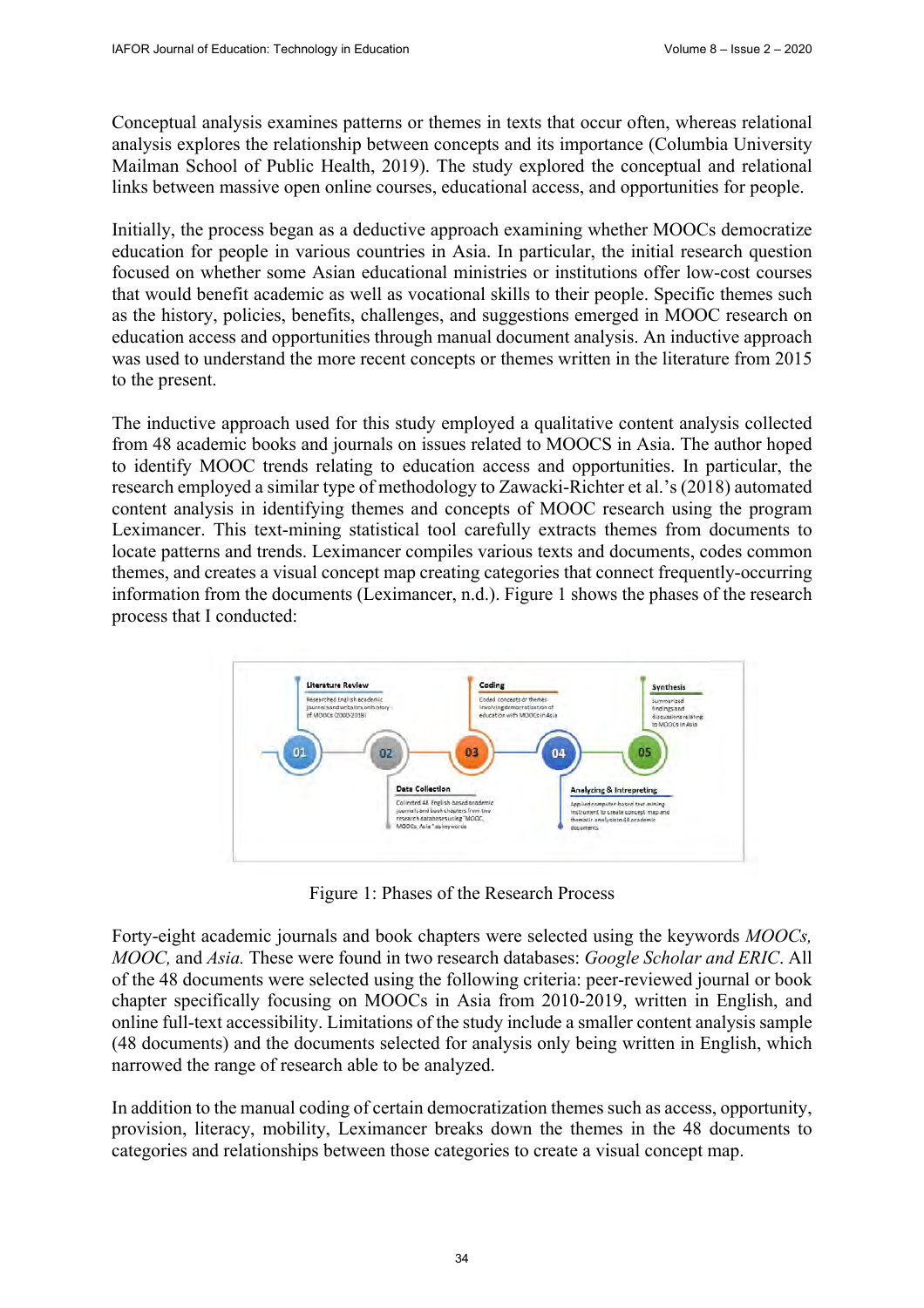Conceptual analysis examines patterns or themes in texts that occur often, whereas relational analysis explores the relationship between concepts and its importance (Columbia University Mailman School of Public Health, 2019). The study explored the conceptual and relational links between massive open online courses, educational access, and opportunities for people.

Initially, the process began as a deductive approach examining whether MOOCs democratize education for people in various countries in Asia. In particular, the initial research question focused on whether some Asian educational ministries or institutions offer low-cost courses that would benefit academic as well as vocational skills to their people. Specific themes such as the history, policies, benefits, challenges, and suggestions emerged in MOOC research on education access and opportunities through manual document analysis. An inductive approach was used to understand the more recent concepts or themes written in the literature from 2015 to the present.

The inductive approach used for this study employed a qualitative content analysis collected from 48 academic books and journals on issues related to MOOCS in Asia. The author hoped to identify MOOC trends relating to education access and opportunities. In particular, the research employed a similar type of methodology to Zawacki-Richter et al.'s (2018) automated content analysis in identifying themes and concepts of MOOC research using the program Leximancer. This text-mining statistical tool carefully extracts themes from documents to locate patterns and trends. Leximancer compiles various texts and documents, codes common themes, and creates a visual concept map creating categories that connect frequently-occurring information from the documents (Leximancer, n.d.). Figure 1 shows the phases of the research process that I conducted:

Figure 1: Phases of the Research Process

Forty-eight academic journals and book chapters were selected using the keywords *MOOCs, MOOC,* and *Asia.* These were found in two research databases: *Google Scholar and ERIC*. All of the 48 documents were selected using the following criteria: peer-reviewed journal or book chapter specifically focusing on MOOCs in Asia from 2010-2019, written in English, and online full-text accessibility. Limitations of the study include a smaller content analysis sample (48 documents) and the documents selected for analysis only being written in English, which narrowed the range of research able to be analyzed.

In addition to the manual coding of certain democratization themes such as access, opportunity, provision, literacy, mobility, Leximancer breaks down the themes in the 48 documents to categories and relationships between those categories to create a visual concept map.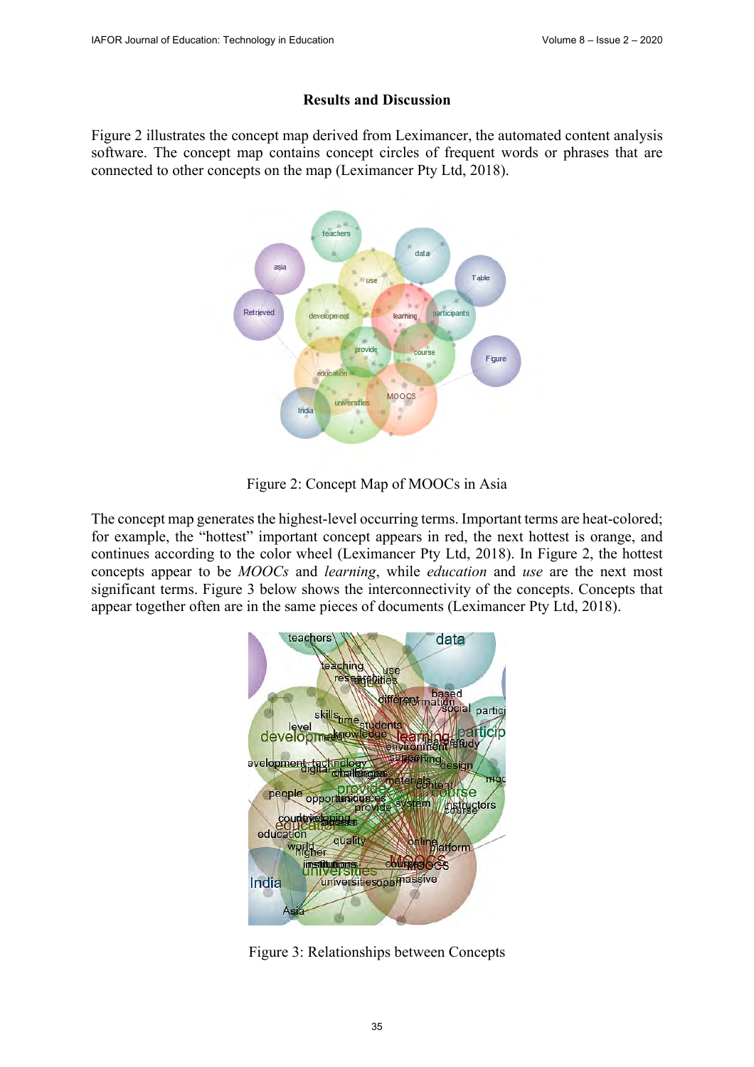## Results and Discussion

Figure 2 illustrates the concept map derived from Leximancer, the automated content analysis software. The concept map contains concept circles of frequent words or phrases that are connected to other concepts on the map (Leximancer Pty Ltd, 2018).

Figure 2: Concept Map of MOOCs in Asia

The concept map generates the highest-level occurring terms. Important terms are heat-colored; for example, the "hottest" important concept appears in red, the next hottest is orange, and continues according to the color wheel (Leximancer Pty Ltd, 2018). In Figure 2, the hottest concepts appear to be *MOOCs* and *learning*, while *education* and *use* are the next most significant terms. Figure 3 below shows the interconnectivity of the concepts. Concepts that appear together often are in the same pieces of documents (Leximancer Pty Ltd, 2018).

Figure 3: Relationships between Concepts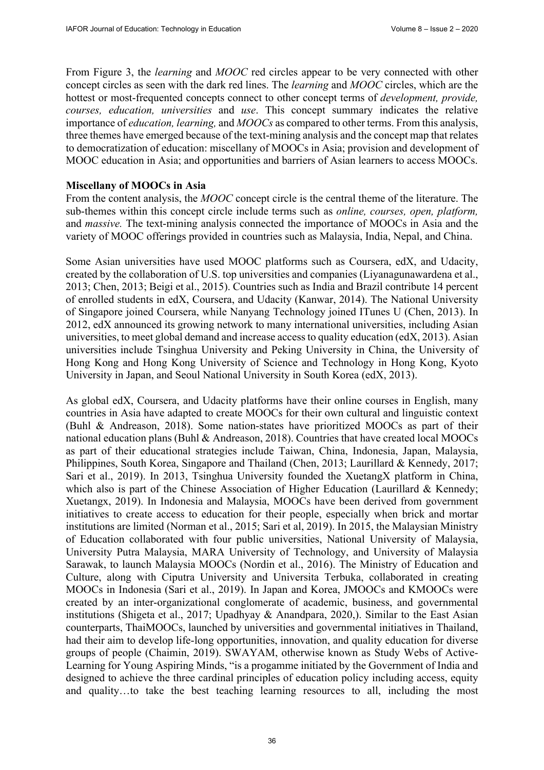From Figure 3, the *learning* and *MOOC* red circles appear to be very connected with other concept circles as seen with the dark red lines. The *learning* and *MOOC* circles, which are the hottest or most-frequented concepts connect to other concept terms of *development, provide, courses, education, universities* and *use*. This concept summary indicates the relative importance of *education, learning,* and *MOOCs* as compared to other terms. From this analysis, three themes have emerged because of the text-mining analysis and the concept map that relates to democratization of education: miscellany of MOOCs in Asia; provision and development of MOOC education in Asia; and opportunities and barriers of Asian learners to access MOOCs.

**Miscellany of MOOCs in Asia**

From the content analysis, the *MOOC* concept circle is the central theme of the literature. The sub-themes within this concept circle include terms such as *online, courses, open, platform,* and *massive.* The text-mining analysis connected the importance of MOOCs in Asia and the variety of MOOC offerings provided in countries such as Malaysia, India, Nepal, and China.

Some Asian universities have used MOOC platforms such as Coursera, edX, and Udacity, created by the collaboration of U.S. top universities and companies (Liyanagunawardena et al., 2013; Chen, 2013; Beigi et al., 2015). Countries such as India and Brazil contribute 14 percent of enrolled students in edX, Coursera, and Udacity (Kanwar, 2014). The National University of Singapore joined Coursera, while Nanyang Technology joined ITunes U (Chen, 2013). In 2012, edX announced its growing network to many international universities, including Asian universities, to meet global demand and increase access to quality education (edX, 2013). Asian universities include Tsinghua University and Peking University in China, the University of Hong Kong and Hong Kong University of Science and Technology in Hong Kong, Kyoto University in Japan, and Seoul National University in South Korea (edX, 2013).

As global edX, Coursera, and Udacity platforms have their online courses in English, many countries in Asia have adapted to create MOOCs for their own cultural and linguistic context (Buhl & Andreason, 2018). Some nation-states have prioritized MOOCs as part of their national education plans (Buhl & Andreason, 2018). Countries that have created local MOOCs as part of their educational strategies include Taiwan, China, Indonesia, Japan, Malaysia, Philippines, South Korea, Singapore and Thailand (Chen, 2013; Laurillard & Kennedy, 2017; Sari et al., 2019). In 2013, Tsinghua University founded the XuetangX platform in China, which also is part of the Chinese Association of Higher Education (Laurillard & Kennedy; Xuetangx, 2019). In Indonesia and Malaysia, MOOCs have been derived from government initiatives to create access to education for their people, especially when brick and mortar institutions are limited (Norman et al., 2015; Sari et al, 2019). In 2015, the Malaysian Ministry of Education collaborated with four public universities, National University of Malaysia, University Putra Malaysia, MARA University of Technology, and University of Malaysia Sarawak, to launch Malaysia MOOCs (Nordin et al., 2016). The Ministry of Education and Culture, along with Ciputra University and Universita Terbuka, collaborated in creating MOOCs in Indonesia (Sari et al., 2019). In Japan and Korea, JMOOCs and KMOOCs were created by an inter-organizational conglomerate of academic, business, and governmental institutions (Shigeta et al., 2017; Upadhyay & Anandpara, 2020,). Similar to the East Asian counterparts, ThaiMOOCs, launched by universities and governmental initiatives in Thailand, had their aim to develop life-long opportunities, innovation, and quality education for diverse groups of people (Chaimin, 2019). SWAYAM, otherwise known as Study Webs of Active-Learning for Young Aspiring Minds, "is a progamme initiated by the Government of India and designed to achieve the three cardinal principles of education policy including access, equity and quality…to take the best teaching learning resources to all, including the most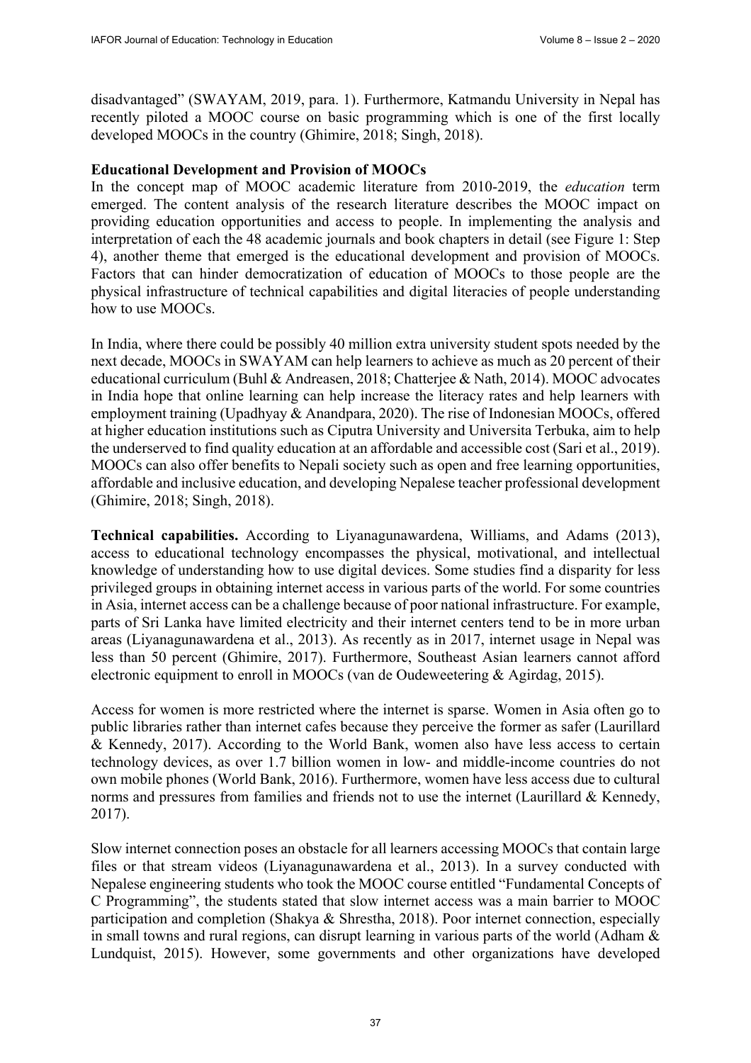disadvantaged" (SWAYAM, 2019, para. 1). Furthermore, Katmandu University in Nepal has recently piloted a MOOC course on basic programming which is one of the first locally developed MOOCs in the country (Ghimire, 2018; Singh, 2018).

**Educational Development and Provision of MOOCs**

In the concept map of MOOC academic literature from 2010-2019, the *education* term emerged. The content analysis of the research literature describes the MOOC impact on providing education opportunities and access to people. In implementing the analysis and interpretation of each the 48 academic journals and book chapters in detail (see Figure 1: Step 4), another theme that emerged is the educational development and provision of MOOCs. Factors that can hinder democratization of education of MOOCs to those people are the physical infrastructure of technical capabilities and digital literacies of people understanding how to use MOOCs.

In India, where there could be possibly 40 million extra university student spots needed by the next decade, MOOCs in SWAYAM can help learners to achieve as much as 20 percent of their educational curriculum (Buhl & Andreasen, 2018; Chatterjee & Nath, 2014). MOOC advocates in India hope that online learning can help increase the literacy rates and help learners with employment training (Upadhyay & Anandpara, 2020). The rise of Indonesian MOOCs, offered at higher education institutions such as Ciputra University and Universita Terbuka, aim to help the underserved to find quality education at an affordable and accessible cost (Sari et al., 2019). MOOCs can also offer benefits to Nepali society such as open and free learning opportunities, affordable and inclusive education, and developing Nepalese teacher professional development (Ghimire, 2018; Singh, 2018).

**Technical capabilities.** According to Liyanagunawardena, Williams, and Adams (2013), access to educational technology encompasses the physical, motivational, and intellectual knowledge of understanding how to use digital devices. Some studies find a disparity for less privileged groups in obtaining internet access in various parts of the world. For some countries in Asia, internet access can be a challenge because of poor national infrastructure. For example, parts of Sri Lanka have limited electricity and their internet centers tend to be in more urban areas (Liyanagunawardena et al., 2013). As recently as in 2017, internet usage in Nepal was less than 50 percent (Ghimire, 2017). Furthermore, Southeast Asian learners cannot afford electronic equipment to enroll in MOOCs (van de Oudeweetering & Agirdag, 2015).

Access for women is more restricted where the internet is sparse. Women in Asia often go to public libraries rather than internet cafes because they perceive the former as safer (Laurillard & Kennedy, 2017). According to the World Bank, women also have less access to certain technology devices, as over 1.7 billion women in low- and middle-income countries do not own mobile phones (World Bank, 2016). Furthermore, women have less access due to cultural norms and pressures from families and friends not to use the internet (Laurillard & Kennedy, 2017).

Slow internet connection poses an obstacle for all learners accessing MOOCs that contain large files or that stream videos (Liyanagunawardena et al., 2013). In a survey conducted with Nepalese engineering students who took the MOOC course entitled "Fundamental Concepts of C Programming", the students stated that slow internet access was a main barrier to MOOC participation and completion (Shakya & Shrestha, 2018). Poor internet connection, especially in small towns and rural regions, can disrupt learning in various parts of the world (Adham & Lundquist, 2015). However, some governments and other organizations have developed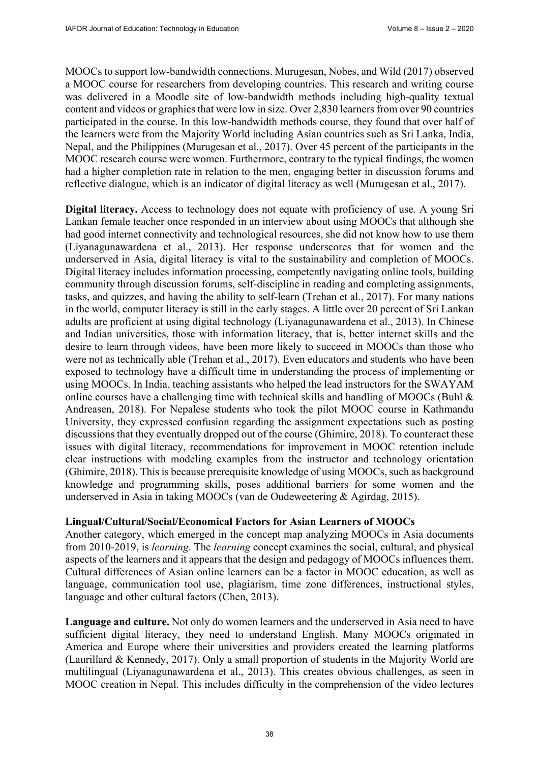MOOCs to support low-bandwidth connections. Murugesan, Nobes, and Wild (2017) observed a MOOC course for researchers from developing countries. This research and writing course was delivered in a Moodle site of low-bandwidth methods including high-quality textual content and videos or graphics that were low in size. Over 2,830 learners from over 90 countries participated in the course. In this low-bandwidth methods course, they found that over half of the learners were from the Majority World including Asian countries such as Sri Lanka, India, Nepal, and the Philippines (Murugesan et al., 2017). Over 45 percent of the participants in the MOOC research course were women. Furthermore, contrary to the typical findings, the women had a higher completion rate in relation to the men, engaging better in discussion forums and reflective dialogue, which is an indicator of digital literacy as well (Murugesan et al., 2017).

**Digital literacy.** Access to technology does not equate with proficiency of use. A young Sri Lankan female teacher once responded in an interview about using MOOCs that although she had good internet connectivity and technological resources, she did not know how to use them (Liyanagunawardena et al., 2013). Her response underscores that for women and the underserved in Asia, digital literacy is vital to the sustainability and completion of MOOCs. Digital literacy includes information processing, competently navigating online tools, building community through discussion forums, self-discipline in reading and completing assignments, tasks, and quizzes, and having the ability to self-learn (Trehan et al., 2017). For many nations in the world, computer literacy is still in the early stages. A little over 20 percent of Sri Lankan adults are proficient at using digital technology (Liyanagunawardena et al., 2013). In Chinese and Indian universities, those with information literacy, that is, better internet skills and the desire to learn through videos, have been more likely to succeed in MOOCs than those who were not as technically able (Trehan et al., 2017). Even educators and students who have been exposed to technology have a difficult time in understanding the process of implementing or using MOOCs. In India, teaching assistants who helped the lead instructors for the SWAYAM online courses have a challenging time with technical skills and handling of MOOCs (Buhl & Andreasen, 2018). For Nepalese students who took the pilot MOOC course in Kathmandu University, they expressed confusion regarding the assignment expectations such as posting discussions that they eventually dropped out of the course (Ghimire, 2018). To counteract these issues with digital literacy, recommendations for improvement in MOOC retention include clear instructions with modeling examples from the instructor and technology orientation (Ghimire, 2018). This is because prerequisite knowledge of using MOOCs, such as background knowledge and programming skills, poses additional barriers for some women and the underserved in Asia in taking MOOCs (van de Oudeweetering & Agirdag, 2015).

### Lingual/Cultural/Social/Economical Factors for Asian Learners of MOOCs

Another category, which emerged in the concept map analyzing MOOCs in Asia documents from 2010-2019, is *learning.* The *learning* concept examines the social, cultural, and physical aspects of the learners and it appears that the design and pedagogy of MOOCs influences them. Cultural differences of Asian online learners can be a factor in MOOC education, as well as language, communication tool use, plagiarism, time zone differences, instructional styles, language and other cultural factors (Chen, 2013).

**Language and culture.** Not only do women learners and the underserved in Asia need to have sufficient digital literacy, they need to understand English. Many MOOCs originated in America and Europe where their universities and providers created the learning platforms (Laurillard & Kennedy, 2017). Only a small proportion of students in the Majority World are multilingual (Liyanagunawardena et al., 2013). This creates obvious challenges, as seen in MOOC creation in Nepal. This includes difficulty in the comprehension of the video lectures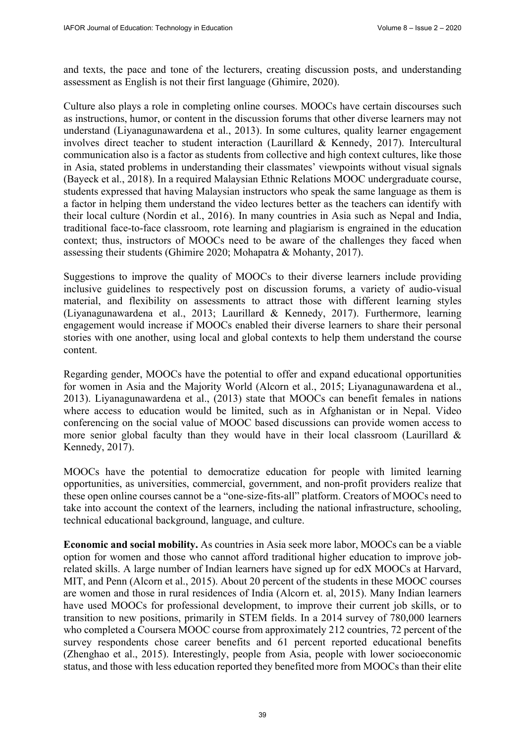and texts, the pace and tone of the lecturers, creating discussion posts, and understanding assessment as English is not their first language (Ghimire, 2020).

Culture also plays a role in completing online courses. MOOCs have certain discourses such as instructions, humor, or content in the discussion forums that other diverse learners may not understand (Liyanagunawardena et al., 2013). In some cultures, quality learner engagement involves direct teacher to student interaction (Laurillard & Kennedy, 2017). Intercultural communication also is a factor as students from collective and high context cultures, like those in Asia, stated problems in understanding their classmates' viewpoints without visual signals (Bayeck et al., 2018). In a required Malaysian Ethnic Relations MOOC undergraduate course, students expressed that having Malaysian instructors who speak the same language as them is a factor in helping them understand the video lectures better as the teachers can identify with their local culture (Nordin et al., 2016). In many countries in Asia such as Nepal and India, traditional face-to-face classroom, rote learning and plagiarism is engrained in the education context; thus, instructors of MOOCs need to be aware of the challenges they faced when assessing their students (Ghimire 2020; Mohapatra & Mohanty, 2017).

Suggestions to improve the quality of MOOCs to their diverse learners include providing inclusive guidelines to respectively post on discussion forums, a variety of audio-visual material, and flexibility on assessments to attract those with different learning styles (Liyanagunawardena et al., 2013; Laurillard & Kennedy, 2017). Furthermore, learning engagement would increase if MOOCs enabled their diverse learners to share their personal stories with one another, using local and global contexts to help them understand the course content.

Regarding gender, MOOCs have the potential to offer and expand educational opportunities for women in Asia and the Majority World (Alcorn et al., 2015; Liyanagunawardena et al., 2013). Liyanagunawardena et al., (2013) state that MOOCs can benefit females in nations where access to education would be limited, such as in Afghanistan or in Nepal. Video conferencing on the social value of MOOC based discussions can provide women access to more senior global faculty than they would have in their local classroom (Laurillard & Kennedy, 2017).

MOOCs have the potential to democratize education for people with limited learning opportunities, as universities, commercial, government, and non-profit providers realize that these open online courses cannot be a "one-size-fits-all" platform. Creators of MOOCs need to take into account the context of the learners, including the national infrastructure, schooling, technical educational background, language, and culture.

**Economic and social mobility.** As countries in Asia seek more labor, MOOCs can be a viable option for women and those who cannot afford traditional higher education to improve job-related skills. A large number of Indian learners have signed up for edX MOOCs at Harvard, MIT, and Penn (Alcorn et al., 2015). About 20 percent of the students in these MOOC courses are women and those in rural residences of India (Alcorn et. al, 2015). Many Indian learners have used MOOCs for professional development, to improve their current job skills, or to transition to new positions, primarily in STEM fields. In a 2014 survey of 780,000 learners who completed a Coursera MOOC course from approximately 212 countries, 72 percent of the survey respondents chose career benefits and 61 percent reported educational benefits (Zhenghao et al., 2015). Interestingly, people from Asia, people with lower socioeconomic status, and those with less education reported they benefited more from MOOCs than their elite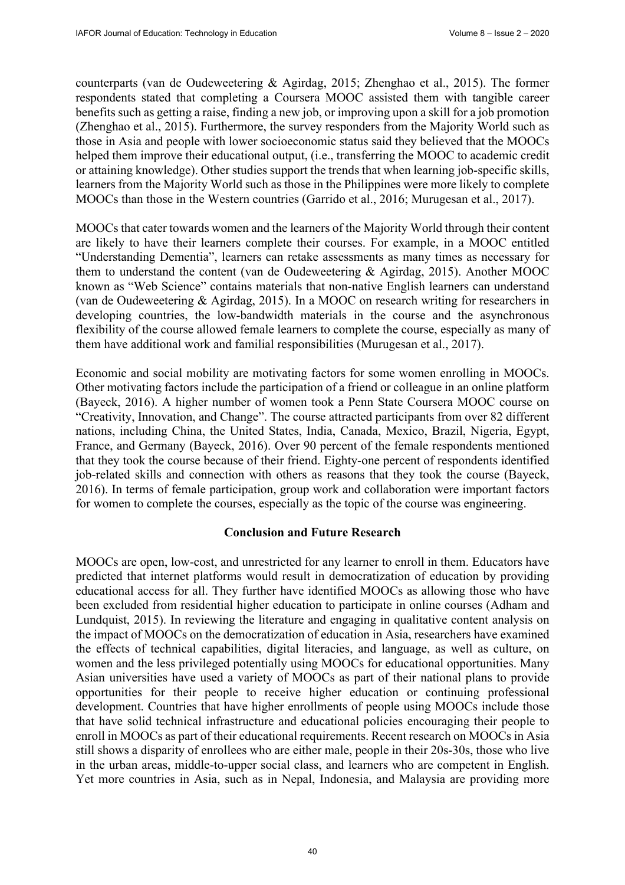counterparts (van de Oudeweetering & Agirdag, 2015; Zhenghao et al., 2015). The former respondents stated that completing a Coursera MOOC assisted them with tangible career benefits such as getting a raise, finding a new job, or improving upon a skill for a job promotion (Zhenghao et al., 2015). Furthermore, the survey responders from the Majority World such as those in Asia and people with lower socioeconomic status said they believed that the MOOCs helped them improve their educational output, (i.e., transferring the MOOC to academic credit or attaining knowledge). Other studies support the trends that when learning job-specific skills, learners from the Majority World such as those in the Philippines were more likely to complete MOOCs than those in the Western countries (Garrido et al., 2016; Murugesan et al., 2017).

MOOCs that cater towards women and the learners of the Majority World through their content are likely to have their learners complete their courses. For example, in a MOOC entitled "Understanding Dementia", learners can retake assessments as many times as necessary for them to understand the content (van de Oudeweetering & Agirdag, 2015). Another MOOC known as "Web Science" contains materials that non-native English learners can understand (van de Oudeweetering & Agirdag, 2015). In a MOOC on research writing for researchers in developing countries, the low-bandwidth materials in the course and the asynchronous flexibility of the course allowed female learners to complete the course, especially as many of them have additional work and familial responsibilities (Murugesan et al., 2017).

Economic and social mobility are motivating factors for some women enrolling in MOOCs. Other motivating factors include the participation of a friend or colleague in an online platform (Bayeck, 2016). A higher number of women took a Penn State Coursera MOOC course on "Creativity, Innovation, and Change". The course attracted participants from over 82 different nations, including China, the United States, India, Canada, Mexico, Brazil, Nigeria, Egypt, France, and Germany (Bayeck, 2016). Over 90 percent of the female respondents mentioned that they took the course because of their friend. Eighty-one percent of respondents identified job-related skills and connection with others as reasons that they took the course (Bayeck, 2016). In terms of female participation, group work and collaboration were important factors for women to complete the courses, especially as the topic of the course was engineering.

## Conclusion and Future Research

MOOCs are open, low-cost, and unrestricted for any learner to enroll in them. Educators have predicted that internet platforms would result in democratization of education by providing educational access for all. They further have identified MOOCs as allowing those who have been excluded from residential higher education to participate in online courses (Adham and Lundquist, 2015). In reviewing the literature and engaging in qualitative content analysis on the impact of MOOCs on the democratization of education in Asia, researchers have examined the effects of technical capabilities, digital literacies, and language, as well as culture, on women and the less privileged potentially using MOOCs for educational opportunities. Many Asian universities have used a variety of MOOCs as part of their national plans to provide opportunities for their people to receive higher education or continuing professional development. Countries that have higher enrollments of people using MOOCs include those that have solid technical infrastructure and educational policies encouraging their people to enroll in MOOCs as part of their educational requirements. Recent research on MOOCs in Asia still shows a disparity of enrollees who are either male, people in their 20s-30s, those who live in the urban areas, middle-to-upper social class, and learners who are competent in English. Yet more countries in Asia, such as in Nepal, Indonesia, and Malaysia are providing more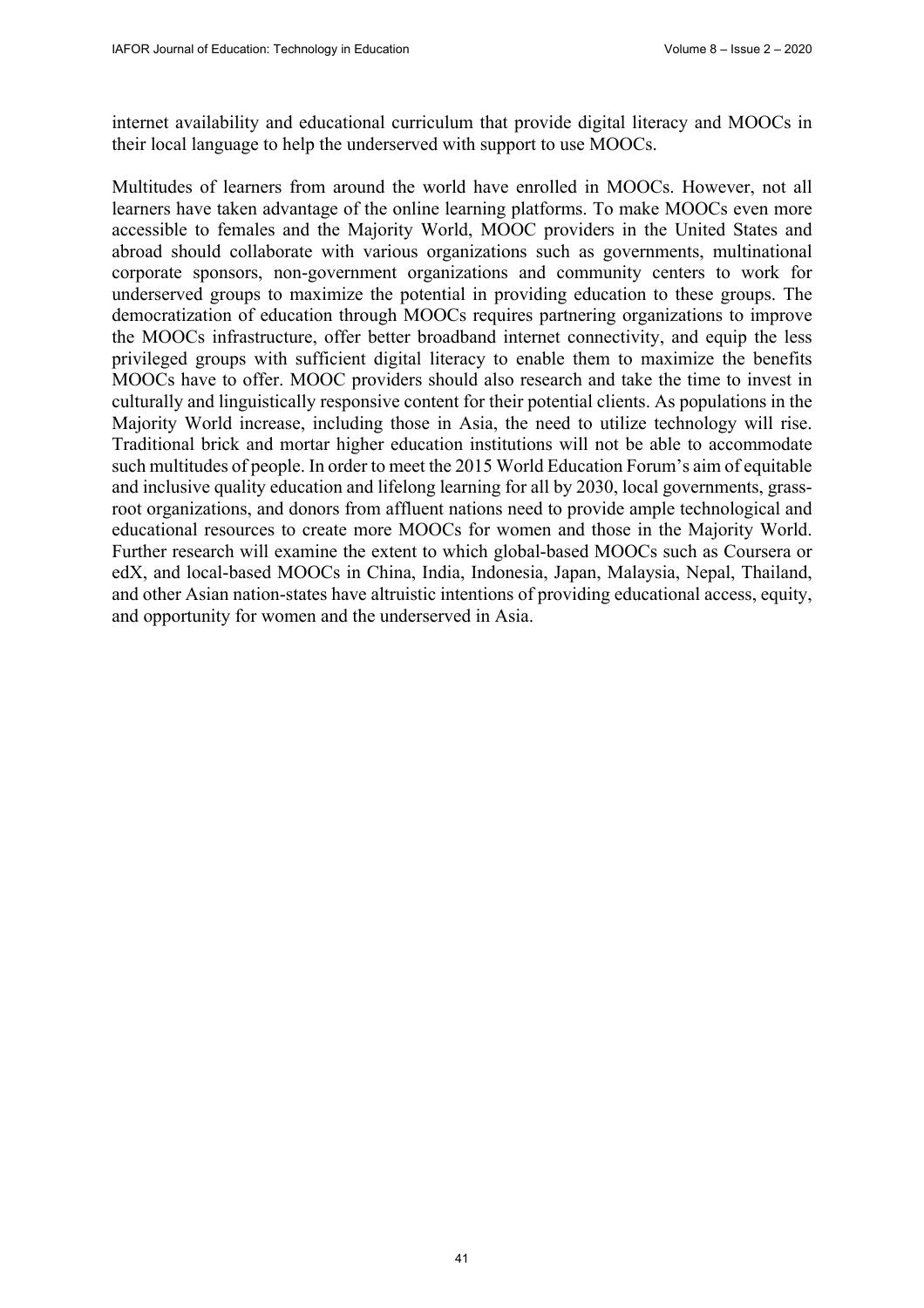internet availability and educational curriculum that provide digital literacy and MOOCs in their local language to help the underserved with support to use MOOCs.

Multitudes of learners from around the world have enrolled in MOOCs. However, not all learners have taken advantage of the online learning platforms. To make MOOCs even more accessible to females and the Majority World, MOOC providers in the United States and abroad should collaborate with various organizations such as governments, multinational corporate sponsors, non-government organizations and community centers to work for underserved groups to maximize the potential in providing education to these groups. The democratization of education through MOOCs requires partnering organizations to improve the MOOCs infrastructure, offer better broadband internet connectivity, and equip the less privileged groups with sufficient digital literacy to enable them to maximize the benefits MOOCs have to offer. MOOC providers should also research and take the time to invest in culturally and linguistically responsive content for their potential clients. As populations in the Majority World increase, including those in Asia, the need to utilize technology will rise. Traditional brick and mortar higher education institutions will not be able to accommodate such multitudes of people. In order to meet the 2015 World Education Forum's aim of equitable and inclusive quality education and lifelong learning for all by 2030, local governments, grass-root organizations, and donors from affluent nations need to provide ample technological and educational resources to create more MOOCs for women and those in the Majority World. Further research will examine the extent to which global-based MOOCs such as Coursera or edX, and local-based MOOCs in China, India, Indonesia, Japan, Malaysia, Nepal, Thailand, and other Asian nation-states have altruistic intentions of providing educational access, equity, and opportunity for women and the underserved in Asia.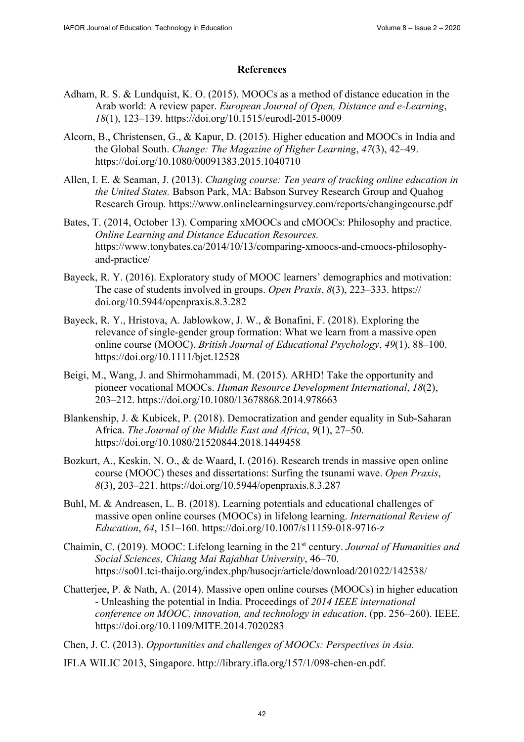## References

Adham, R. S. & Lundquist, K. O. (2015). MOOCs as a method of distance education in the Arab world: A review paper. *European Journal of Open, Distance and e-Learning*, *18*(1), 123–139. https://doi.org/10.1515/eurodl-2015-0009

Alcorn, B., Christensen, G., & Kapur, D. (2015). Higher education and MOOCs in India and the Global South. *Change: The Magazine of Higher Learning*, *47*(3), 42–49. https://doi.org/10.1080/00091383.2015.1040710

Allen, I. E. & Seaman, J. (2013). *Changing course: Ten years of tracking online education in the United States.* Babson Park, MA: Babson Survey Research Group and Quahog Research Group. https://www.onlinelearningsurvey.com/reports/changingcourse.pdf

Bates, T. (2014, October 13). Comparing xMOOCs and cMOOCs: Philosophy and practice. *Online Learning and Distance Education Resources.* https://www.tonybates.ca/2014/10/13/comparing-xmoocs-and-cmoocs-philosophy-and-practice/

Bayeck, R. Y. (2016). Exploratory study of MOOC learners' demographics and motivation: The case of students involved in groups. *Open Praxis*, *8*(3), 223–333. https://doi.org/10.5944/openpraxis.8.3.282

Bayeck, R. Y., Hristova, A. Jablowkow, J. W., & Bonafini, F. (2018). Exploring the relevance of single-gender group formation: What we learn from a massive open online course (MOOC). *British Journal of Educational Psychology*, *49*(1), 88–100. https://doi.org/10.1111/bjet.12528

Beigi, M., Wang, J. and Shirmohammadi, M. (2015). ARHD! Take the opportunity and pioneer vocational MOOCs. *Human Resource Development International*, *18*(2), 203–212. https://doi.org/10.1080/13678868.2014.978663

Blankenship, J. & Kubicek, P. (2018). Democratization and gender equality in Sub-Saharan Africa. *The Journal of the Middle East and Africa*, *9*(1), 27–50. https://doi.org/10.1080/21520844.2018.1449458

Bozkurt, A., Keskin, N. O., & de Waard, I. (2016). Research trends in massive open online course (MOOC) theses and dissertations: Surfing the tsunami wave. *Open Praxis*, *8*(3), 203–221. https://doi.org/10.5944/openpraxis.8.3.287

Buhl, M. & Andreasen, L. B. (2018). Learning potentials and educational challenges of massive open online courses (MOOCs) in lifelong learning. *International Review of Education*, *64*, 151–160. https://doi.org/10.1007/s11159-018-9716-z

Chaimin, C. (2019). MOOC: Lifelong learning in the 21st century. *Journal of Humanities and Social Sciences, Chiang Mai Rajabhat University*, 46–70. https://so01.tci-thaijo.org/index.php/husocjr/article/download/201022/142538/

Chatterjee, P. & Nath, A. (2014). Massive open online courses (MOOCs) in higher education - Unleashing the potential in India. Proceedings of *2014 IEEE international conference on MOOC, innovation, and technology in education*, (pp. 256–260). IEEE. https://doi.org/10.1109/MITE.2014.7020283

Chen, J. C. (2013). *Opportunities and challenges of MOOCs: Perspectives in Asia.*

IFLA WILIC 2013, Singapore. http://library.ifla.org/157/1/098-chen-en.pdf.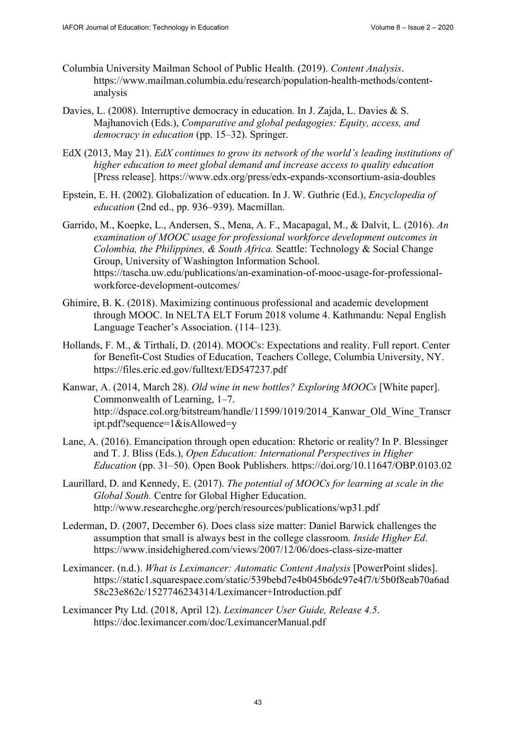Columbia University Mailman School of Public Health. (2019). *Content Analysis*. https://www.mailman.columbia.edu/research/population-health-methods/content-analysis

Davies, L. (2008). Interruptive democracy in education. In J. Zajda, L. Davies & S. Majhanovich (Eds.), *Comparative and global pedagogies: Equity, access, and democracy in education* (pp. 15–32). Springer.

EdX (2013, May 21). *EdX continues to grow its network of the world's leading institutions of higher education to meet global demand and increase access to quality education* [Press release]. https://www.edx.org/press/edx-expands-xconsortium-asia-doubles

Epstein, E. H. (2002). Globalization of education. In J. W. Guthrie (Ed.), *Encyclopedia of education* (2nd ed., pp. 936–939). Macmillan.

Garrido, M., Koepke, L., Andersen, S., Mena, A. F., Macapagal, M., & Dalvit, L. (2016). *An examination of MOOC usage for professional workforce development outcomes in Colombia, the Philippines, & South Africa.* Seattle: Technology & Social Change Group, University of Washington Information School. https://tascha.uw.edu/publications/an-examination-of-mooc-usage-for-professional-workforce-development-outcomes/

Ghimire, B. K. (2018). Maximizing continuous professional and academic development through MOOC. In NELTA ELT Forum 2018 volume 4. Kathmandu: Nepal English Language Teacher's Association. (114–123).

Hollands, F. M., & Tirthali, D. (2014). MOOCs: Expectations and reality. Full report. Center for Benefit-Cost Studies of Education, Teachers College, Columbia University, NY. https://files.eric.ed.gov/fulltext/ED547237.pdf

Kanwar, A. (2014, March 28). *Old wine in new bottles? Exploring MOOCs* [White paper]. Commonwealth of Learning, 1–7. http://dspace.col.org/bitstream/handle/11599/1019/2014_Kanwar_Old_Wine_Transcript.pdf?sequence=1&isAllowed=y

Lane, A. (2016). Emancipation through open education: Rhetoric or reality? In P. Blessinger and T. J. Bliss (Eds.), *Open Education: International Perspectives in Higher Education* (pp. 31–50). Open Book Publishers. https://doi.org/10.11647/OBP.0103.02

Laurillard, D. and Kennedy, E. (2017). *The potential of MOOCs for learning at scale in the Global South.* Centre for Global Higher Education. http://www.researchcghe.org/perch/resources/publications/wp31.pdf

Lederman, D. (2007, December 6). Does class size matter: Daniel Barwick challenges the assumption that small is always best in the college classroom*. Inside Higher Ed*. https://www.insidehighered.com/views/2007/12/06/does-class-size-matter

Leximancer. (n.d.). *What is Leximancer: Automatic Content Analysis* [PowerPoint slides]. https://static1.squarespace.com/static/539bebd7e4b045b6dc97e4f7/t/5b0f8eab70a6ad58c23e862c/1527746234314/Leximancer+Introduction.pdf

Leximancer Pty Ltd. (2018, April 12). *Leximancer User Guide, Release 4.5*. https://doc.leximancer.com/doc/LeximancerManual.pdf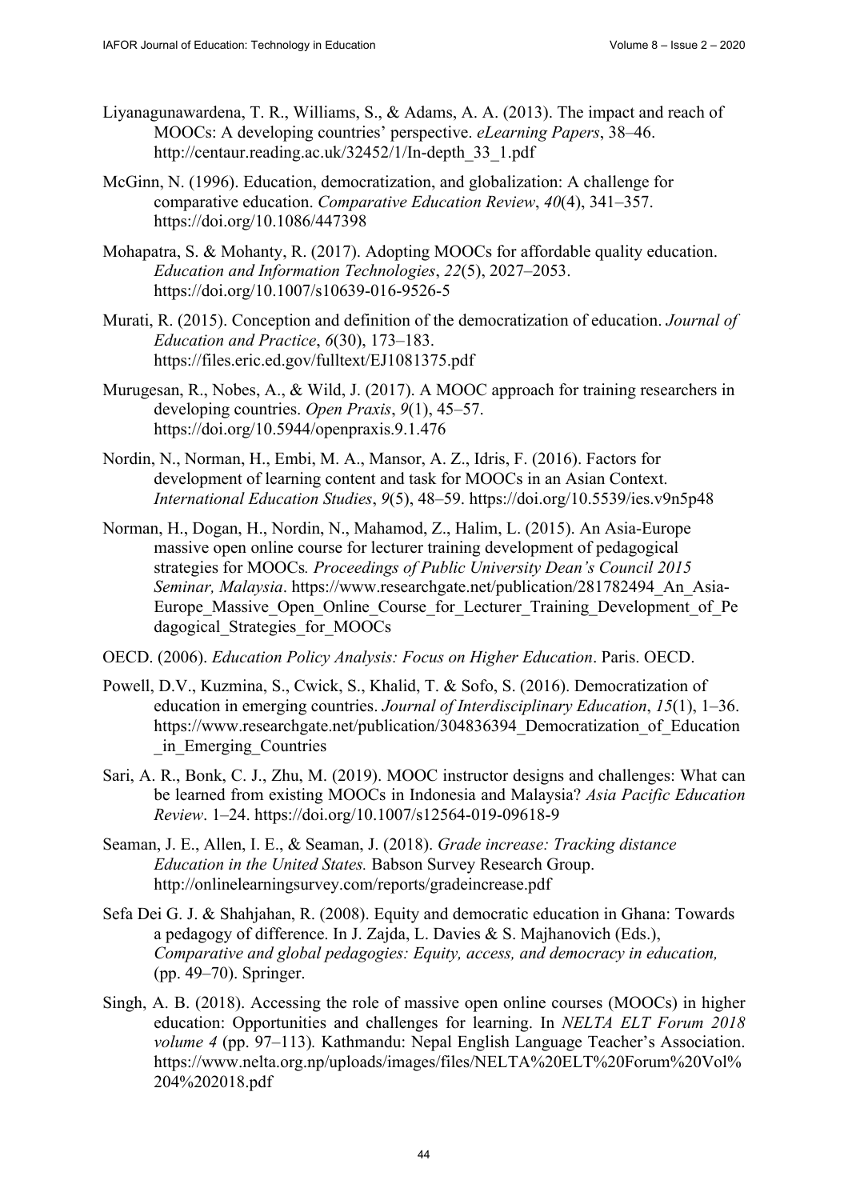Liyanagunawardena, T. R., Williams, S., & Adams, A. A. (2013). The impact and reach of MOOCs: A developing countries' perspective. *eLearning Papers*, 38–46. http://centaur.reading.ac.uk/32452/1/In-depth_33_1.pdf

McGinn, N. (1996). Education, democratization, and globalization: A challenge for comparative education. *Comparative Education Review*, *40*(4), 341–357. https://doi.org/10.1086/447398

Mohapatra, S. & Mohanty, R. (2017). Adopting MOOCs for affordable quality education. *Education and Information Technologies*, *22*(5), 2027–2053. https://doi.org/10.1007/s10639-016-9526-5

Murati, R. (2015). Conception and definition of the democratization of education. *Journal of Education and Practice*, *6*(30), 173–183. https://files.eric.ed.gov/fulltext/EJ1081375.pdf

Murugesan, R., Nobes, A., & Wild, J. (2017). A MOOC approach for training researchers in developing countries. *Open Praxis*, *9*(1), 45–57. https://doi.org/10.5944/openpraxis.9.1.476

Nordin, N., Norman, H., Embi, M. A., Mansor, A. Z., Idris, F. (2016). Factors for development of learning content and task for MOOCs in an Asian Context. *International Education Studies*, *9*(5), 48–59. https://doi.org/10.5539/ies.v9n5p48

Norman, H., Dogan, H., Nordin, N., Mahamod, Z., Halim, L. (2015). An Asia-Europe massive open online course for lecturer training development of pedagogical strategies for MOOCs*. Proceedings of Public University Dean's Council 2015 Seminar, Malaysia*. https://www.researchgate.net/publication/281782494_An_Asia-Europe_Massive_Open_Online_Course_for_Lecturer_Training_Development_of_Pedagogical_Strategies_for_MOOCs

OECD. (2006). *Education Policy Analysis: Focus on Higher Education*. Paris. OECD.

Powell, D.V., Kuzmina, S., Cwick, S., Khalid, T. & Sofo, S. (2016). Democratization of education in emerging countries. *Journal of Interdisciplinary Education*, *15*(1), 1–36. https://www.researchgate.net/publication/304836394_Democratization_of_Education_in_Emerging_Countries

Sari, A. R., Bonk, C. J., Zhu, M. (2019). MOOC instructor designs and challenges: What can be learned from existing MOOCs in Indonesia and Malaysia? *Asia Pacific Education Review*. 1–24. https://doi.org/10.1007/s12564-019-09618-9

Seaman, J. E., Allen, I. E., & Seaman, J. (2018). *Grade increase: Tracking distance Education in the United States.* Babson Survey Research Group. http://onlinelearningsurvey.com/reports/gradeincrease.pdf

Sefa Dei G. J. & Shahjahan, R. (2008). Equity and democratic education in Ghana: Towards a pedagogy of difference. In J. Zajda, L. Davies & S. Majhanovich (Eds.), *Comparative and global pedagogies: Equity, access, and democracy in education,* (pp. 49–70). Springer.

Singh, A. B. (2018). Accessing the role of massive open online courses (MOOCs) in higher education: Opportunities and challenges for learning. In *NELTA ELT Forum 2018 volume 4* (pp. 97–113)*.* Kathmandu: Nepal English Language Teacher's Association. https://www.nelta.org.np/uploads/images/files/NELTA%20ELT%20Forum%20Vol%204%202018.pdf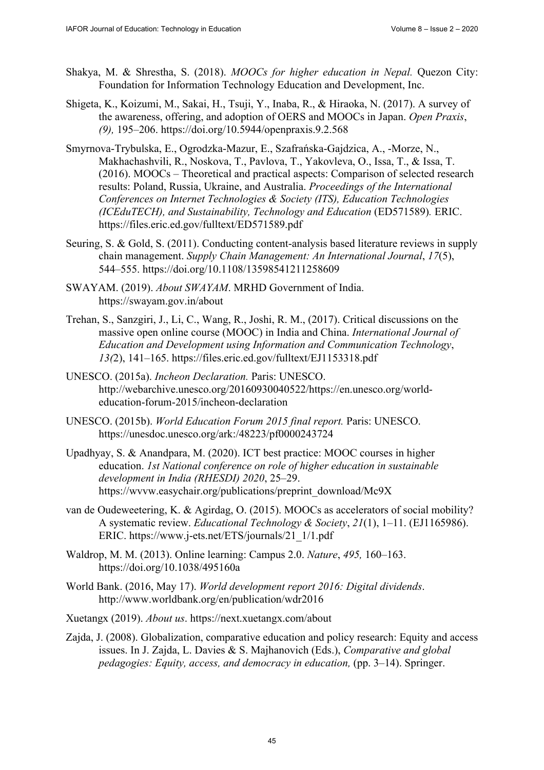Shakya, M. & Shrestha, S. (2018). *MOOCs for higher education in Nepal.* Quezon City: Foundation for Information Technology Education and Development, Inc.

Shigeta, K., Koizumi, M., Sakai, H., Tsuji, Y., Inaba, R., & Hiraoka, N. (2017). A survey of the awareness, offering, and adoption of OERS and MOOCs in Japan. *Open Praxis*, *(9),* 195–206. https://doi.org/10.5944/openpraxis.9.2.568

Smyrnova-Trybulska, E., Ogrodzka-Mazur, E., Szafrańska-Gajdzica, A., -Morze, N., Makhachashvili, R., Noskova, T., Pavlova, T., Yakovleva, O., Issa, T., & Issa, T. (2016). MOOCs – Theoretical and practical aspects: Comparison of selected research results: Poland, Russia, Ukraine, and Australia. *Proceedings of the International Conferences on Internet Technologies & Society (ITS), Education Technologies (ICEduTECH), and Sustainability, Technology and Education* (ED571589)*.* ERIC. https://files.eric.ed.gov/fulltext/ED571589.pdf

Seuring, S. & Gold, S. (2011). Conducting content-analysis based literature reviews in supply chain management. *Supply Chain Management: An International Journal*, *17*(5), 544–555. https://doi.org/10.1108/13598541211258609

SWAYAM. (2019). *About SWAYAM*. MRHD Government of India. https://swayam.gov.in/about

Trehan, S., Sanzgiri, J., Li, C., Wang, R., Joshi, R. M., (2017). Critical discussions on the massive open online course (MOOC) in India and China. *International Journal of Education and Development using Information and Communication Technology*, *13(*2), 141–165. https://files.eric.ed.gov/fulltext/EJ1153318.pdf

UNESCO. (2015a). *Incheon Declaration.* Paris: UNESCO. http://webarchive.unesco.org/20160930040522/https://en.unesco.org/world-education-forum-2015/incheon-declaration

UNESCO. (2015b). *World Education Forum 2015 final report.* Paris: UNESCO. https://unesdoc.unesco.org/ark:/48223/pf0000243724

Upadhyay, S. & Anandpara, M. (2020). ICT best practice: MOOC courses in higher education. *1st National conference on role of higher education in sustainable development in India (RHESDI) 2020*, 25–29. https://wvvw.easychair.org/publications/preprint_download/Mc9X

van de Oudeweetering, K. & Agirdag, O. (2015). MOOCs as accelerators of social mobility? A systematic review. *Educational Technology & Society*, *21*(1), 1–11. (EJ1165986). ERIC. https://www.j-ets.net/ETS/journals/21_1/1.pdf

Waldrop, M. M. (2013). Online learning: Campus 2.0. *Nature*, *495,* 160–163. https://doi.org/10.1038/495160a

World Bank. (2016, May 17). *World development report 2016: Digital dividends*. http://www.worldbank.org/en/publication/wdr2016

Xuetangx (2019). *About us*. https://next.xuetangx.com/about

Zajda, J. (2008). Globalization, comparative education and policy research: Equity and access issues. In J. Zajda, L. Davies & S. Majhanovich (Eds.), *Comparative and global pedagogies: Equity, access, and democracy in education,* (pp. 3–14). Springer.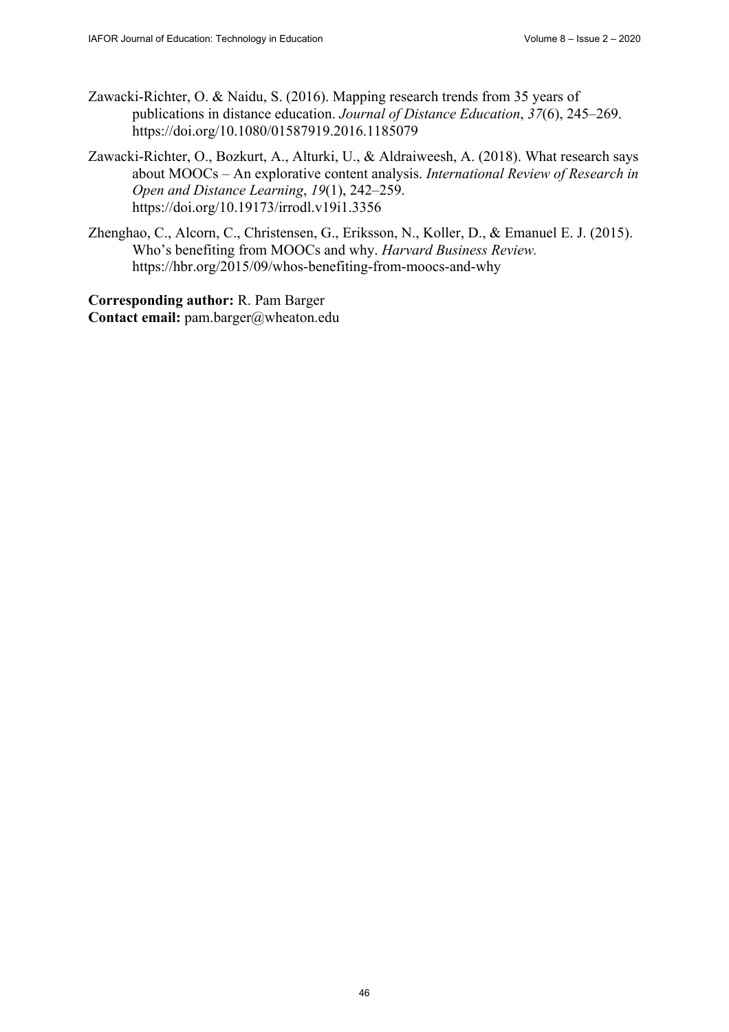Zawacki-Richter, O. & Naidu, S. (2016). Mapping research trends from 35 years of publications in distance education. *Journal of Distance Education*, *37*(6), 245–269. https://doi.org/10.1080/01587919.2016.1185079

Zawacki-Richter, O., Bozkurt, A., Alturki, U., & Aldraiweesh, A. (2018). What research says about MOOCs – An explorative content analysis. *International Review of Research in Open and Distance Learning*, *19*(1), 242–259. https://doi.org/10.19173/irrodl.v19i1.3356

Zhenghao, C., Alcorn, C., Christensen, G., Eriksson, N., Koller, D., & Emanuel E. J. (2015). Who's benefiting from MOOCs and why. *Harvard Business Review.* https://hbr.org/2015/09/whos-benefiting-from-moocs-and-why

**Corresponding author:** R. Pam Barger
**Contact email:** pam.barger@wheaton.edu